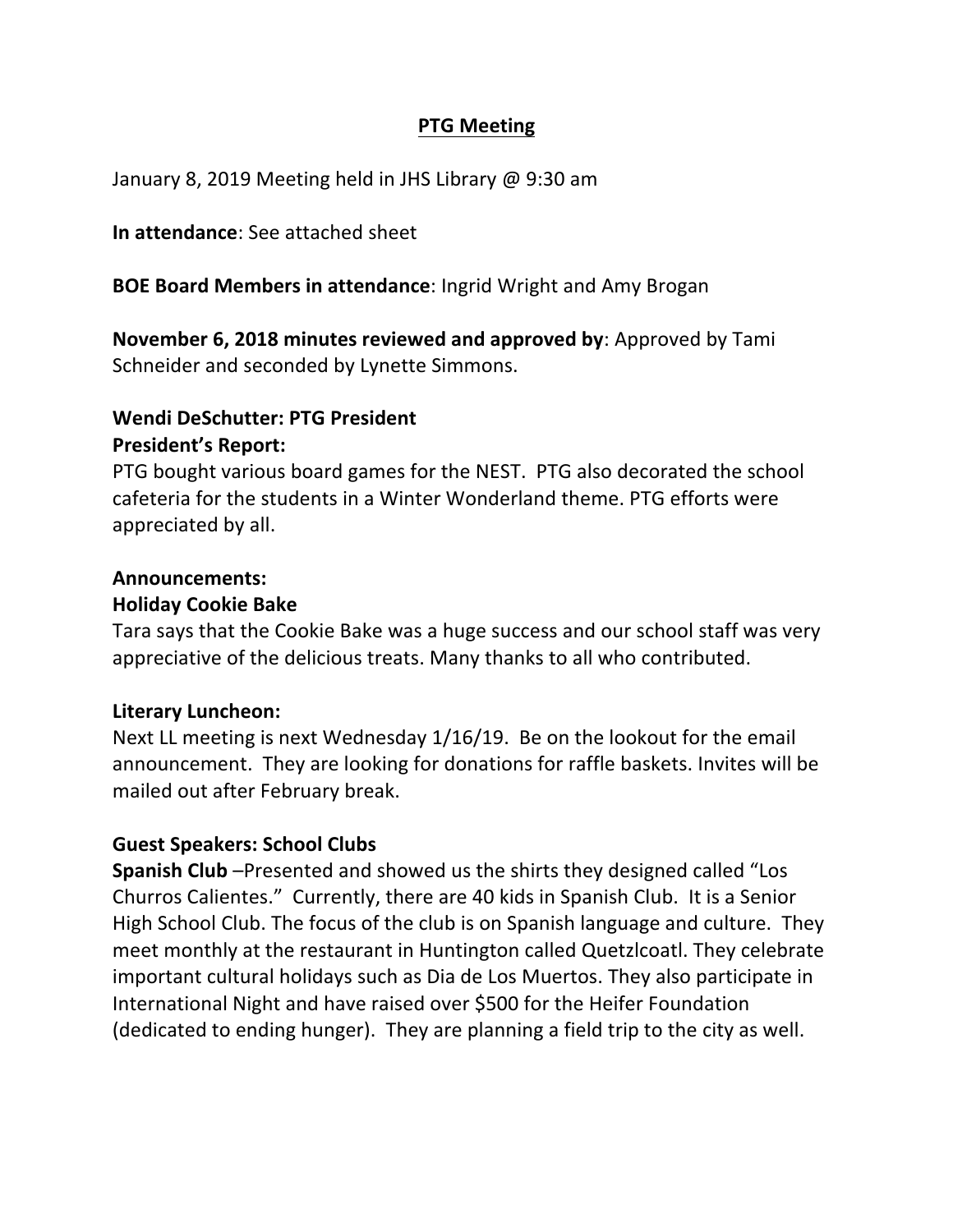# PTG Meeting

January 8, 2019 Meeting held in JHS Library @ 9:30 am

**In attendance**: See attached sheet

**BOE Board Members in attendance**: Ingrid Wright and Amy Brogan

**November 6, 2018 minutes reviewed and approved by**: Approved by Tami Schneider and seconded by Lynette Simmons.

**Wendi DeSchutter: PTG President**
**President's Report:**
PTG bought various board games for the NEST. PTG also decorated the school cafeteria for the students in a Winter Wonderland theme. PTG efforts were appreciated by all.

**Announcements:**
**Holiday Cookie Bake**
Tara says that the Cookie Bake was a huge success and our school staff was very appreciative of the delicious treats. Many thanks to all who contributed.

**Literary Luncheon:**
Next LL meeting is next Wednesday 1/16/19. Be on the lookout for the email announcement. They are looking for donations for raffle baskets. Invites will be mailed out after February break.

**Guest Speakers: School Clubs**
**Spanish Club** –Presented and showed us the shirts they designed called "Los Churros Calientes." Currently, there are 40 kids in Spanish Club. It is a Senior High School Club. The focus of the club is on Spanish language and culture. They meet monthly at the restaurant in Huntington called Quetzlcoatl. They celebrate important cultural holidays such as Dia de Los Muertos. They also participate in International Night and have raised over $500 for the Heifer Foundation (dedicated to ending hunger). They are planning a field trip to the city as well.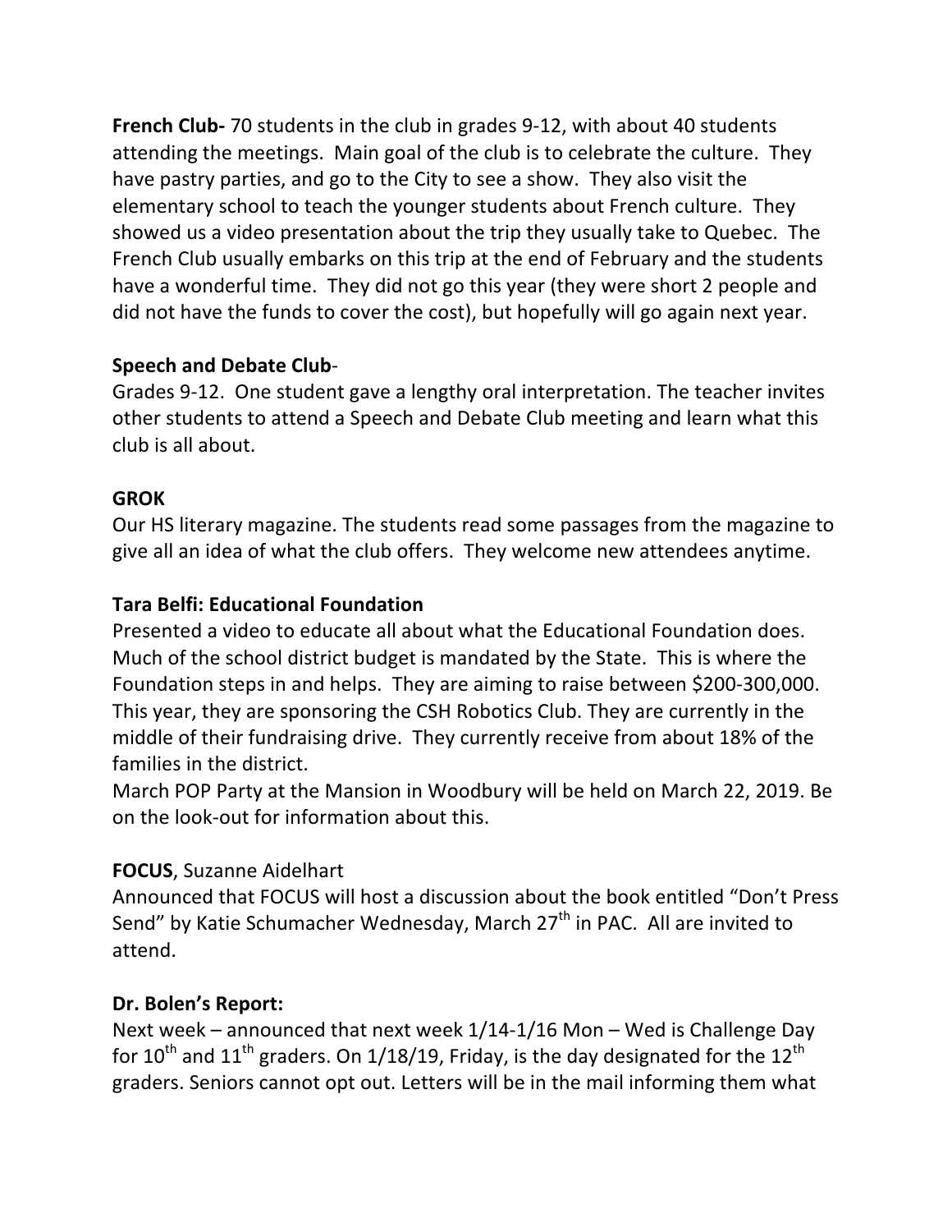**French Club-** 70 students in the club in grades 9-12, with about 40 students attending the meetings. Main goal of the club is to celebrate the culture. They have pastry parties, and go to the City to see a show. They also visit the elementary school to teach the younger students about French culture. They showed us a video presentation about the trip they usually take to Quebec. The French Club usually embarks on this trip at the end of February and the students have a wonderful time. They did not go this year (they were short 2 people and did not have the funds to cover the cost), but hopefully will go again next year.

**Speech and Debate Club**-
Grades 9-12. One student gave a lengthy oral interpretation. The teacher invites other students to attend a Speech and Debate Club meeting and learn what this club is all about.

**GROK**
Our HS literary magazine. The students read some passages from the magazine to give all an idea of what the club offers. They welcome new attendees anytime.

**Tara Belfi: Educational Foundation**
Presented a video to educate all about what the Educational Foundation does. Much of the school district budget is mandated by the State. This is where the Foundation steps in and helps. They are aiming to raise between $200-300,000. This year, they are sponsoring the CSH Robotics Club. They are currently in the middle of their fundraising drive. They currently receive from about 18% of the families in the district.
March POP Party at the Mansion in Woodbury will be held on March 22, 2019. Be on the look-out for information about this.

**FOCUS**, Suzanne Aidelhart
Announced that FOCUS will host a discussion about the book entitled "Don't Press Send" by Katie Schumacher Wednesday, March 27th in PAC. All are invited to attend.

**Dr. Bolen's Report:**
Next week – announced that next week 1/14-1/16 Mon – Wed is Challenge Day for 10th and 11th graders. On 1/18/19, Friday, is the day designated for the 12th graders. Seniors cannot opt out. Letters will be in the mail informing them what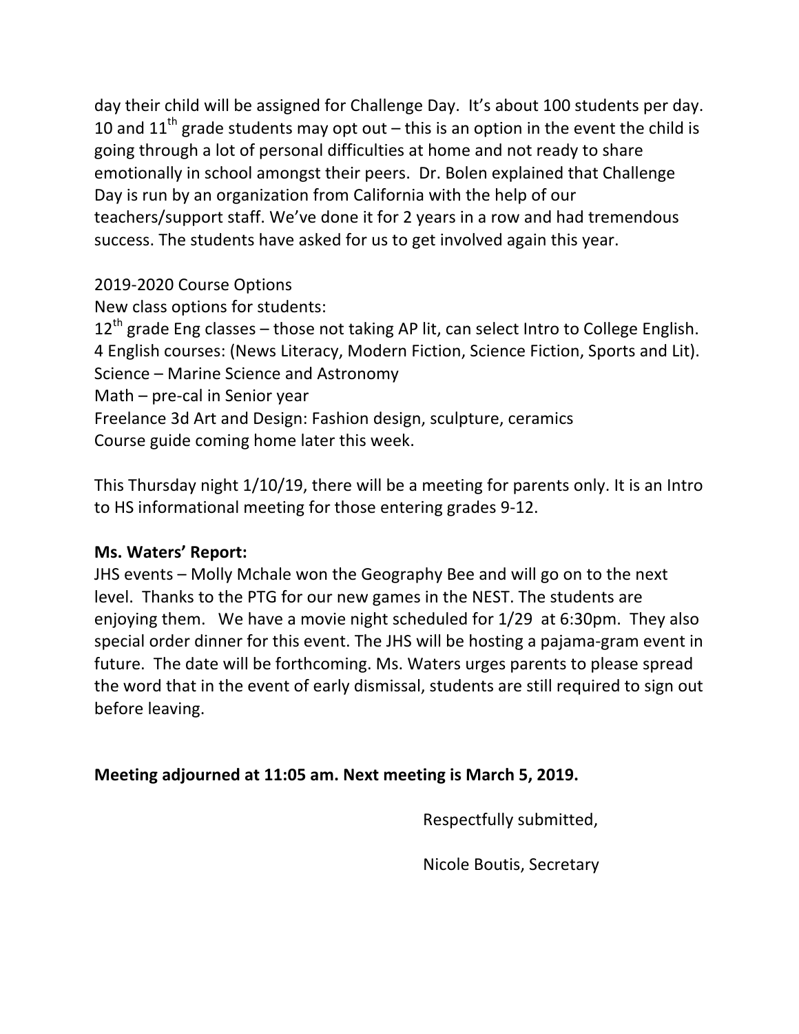day their child will be assigned for Challenge Day. It's about 100 students per day. 10 and $11^{th}$ grade students may opt out – this is an option in the event the child is going through a lot of personal difficulties at home and not ready to share emotionally in school amongst their peers. Dr. Bolen explained that Challenge Day is run by an organization from California with the help of our teachers/support staff. We've done it for 2 years in a row and had tremendous success. The students have asked for us to get involved again this year.

2019-2020 Course Options
New class options for students:
$12^{th}$ grade Eng classes – those not taking AP lit, can select Intro to College English.
4 English courses: (News Literacy, Modern Fiction, Science Fiction, Sports and Lit).
Science – Marine Science and Astronomy
Math – pre-cal in Senior year
Freelance 3d Art and Design: Fashion design, sculpture, ceramics
Course guide coming home later this week.

This Thursday night 1/10/19, there will be a meeting for parents only. It is an Intro to HS informational meeting for those entering grades 9-12.

**Ms. Waters' Report:**
JHS events – Molly Mchale won the Geography Bee and will go on to the next level. Thanks to the PTG for our new games in the NEST. The students are enjoying them. We have a movie night scheduled for 1/29 at 6:30pm. They also special order dinner for this event. The JHS will be hosting a pajama-gram event in future. The date will be forthcoming. Ms. Waters urges parents to please spread the word that in the event of early dismissal, students are still required to sign out before leaving.

**Meeting adjourned at 11:05 am. Next meeting is March 5, 2019.**

Respectfully submitted,

Nicole Boutis, Secretary